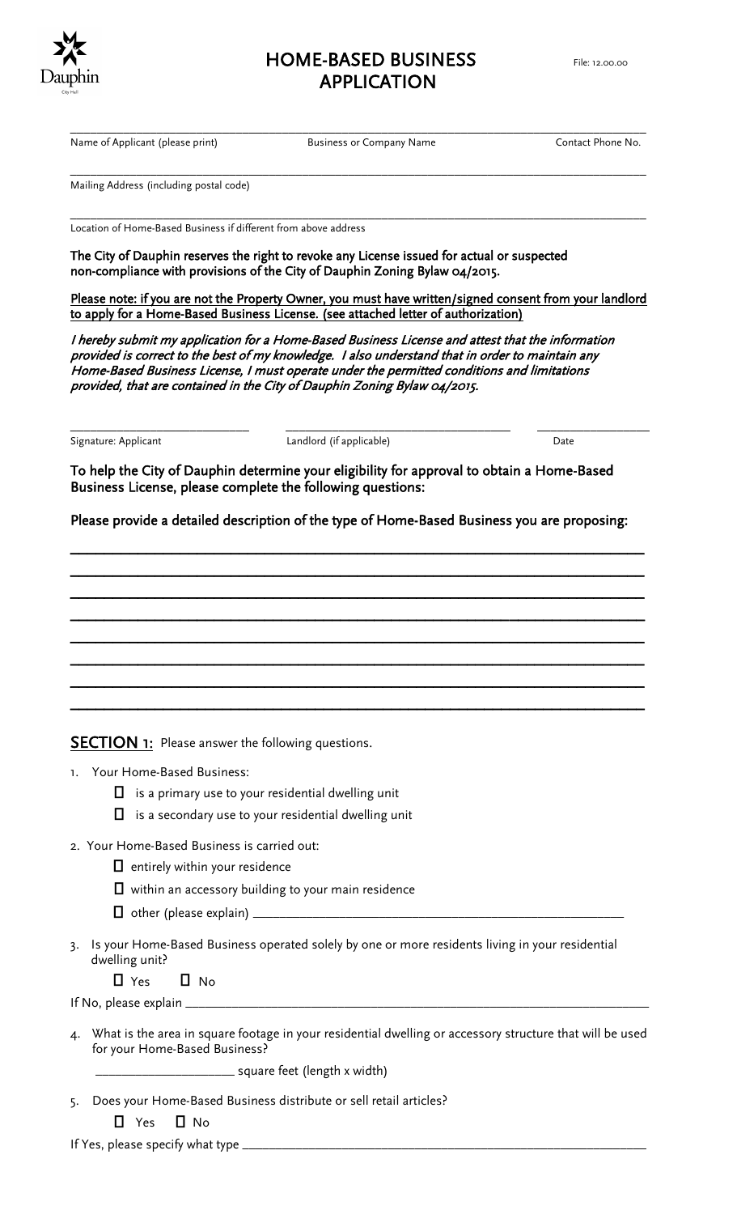# HOME-BASED BUSINESS APPLICATION

File: 12.00.00

_______________________________________________

Name of Applicant (please print) | Business or Company Name | Contact Phone No.

_______________________________________________

Mailing Address (including postal code)

_______________________________________________

Location of Home-Based Business if different from above address

**The City of Dauphin reserves the right to revoke any License issued for actual or suspected non-compliance with provisions of the City of Dauphin Zoning Bylaw 04/2015.**

**Please note: if you are not the Property Owner, you must have written/signed consent from your landlord to apply for a Home-Based Business License. (see attached letter of authorization)**

***I hereby submit my application for a Home-Based Business License and attest that the information provided is correct to the best of my knowledge. I also understand that in order to maintain any Home-Based Business License, I must operate under the permitted conditions and limitations provided, that are contained in the City of Dauphin Zoning Bylaw 04/2015.***

_______________________________________________

Signature: Applicant | Landlord (if applicable) | Date

**To help the City of Dauphin determine your eligibility for approval to obtain a Home-Based Business License, please complete the following questions:**

**Please provide a detailed description of the type of Home-Based Business you are proposing:**

_______________________________________________

_______________________________________________

_______________________________________________

_______________________________________________

_______________________________________________

_______________________________________________

_______________________________________________

_______________________________________________

**SECTION 1:** Please answer the following questions.

1. Your Home-Based Business:
   - ☐ is a primary use to your residential dwelling unit
   - ☐ is a secondary use to your residential dwelling unit

2. Your Home-Based Business is carried out:
   - ☐ entirely within your residence
   - ☐ within an accessory building to your main residence
   - ☐ other (please explain) _______________________________

3. Is your Home-Based Business operated solely by one or more residents living in your residential dwelling unit?

   ☐ Yes ☐ No

   If No, please explain _______________________________

4. What is the area in square footage in your residential dwelling or accessory structure that will be used for your Home-Based Business?

   _______________ square feet (length x width)

5. Does your Home-Based Business distribute or sell retail articles?

   ☐ Yes ☐ No

   If Yes, please specify what type _______________________________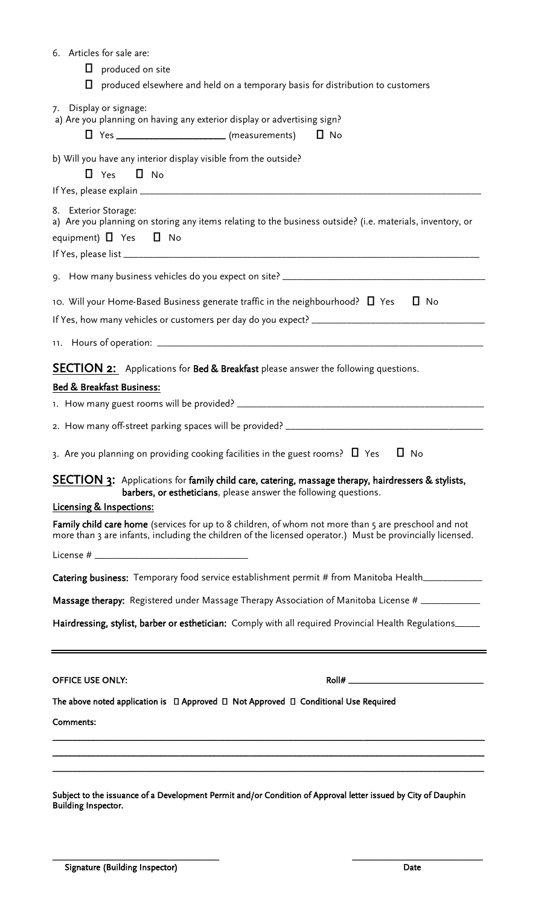6. Articles for sale are:
   - ☐ produced on site
   - ☐ produced elsewhere and held on a temporary basis for distribution to customers

7. Display or signage:
   a) Are you planning on having any exterior display or advertising sign?
   ☐ Yes _______________ (measurements) ☐ No

   b) Will you have any interior display visible from the outside?
   ☐ Yes ☐ No
   If Yes, please explain _______________________________________________

8. Exterior Storage:
   a) Are you planning on storing any items relating to the business outside? (i.e. materials, inventory, or equipment) ☐ Yes ☐ No
   If Yes, please list _______________________________________________

9. How many business vehicles do you expect on site? _______________________________

10. Will your Home-Based Business generate traffic in the neighbourhood? ☐ Yes ☐ No
    If Yes, how many vehicles or customers per day do you expect? _______________________

11. Hours of operation: _______________________________________________

## SECTION 2: Applications for **Bed & Breakfast** please answer the following questions.

**Bed & Breakfast Business:**

1. How many guest rooms will be provided? _______________________________

2. How many off-street parking spaces will be provided? _______________________________

3. Are you planning on providing cooking facilities in the guest rooms? ☐ Yes ☐ No

## SECTION 3: Applications for **family child care, catering, massage therapy, hairdressers & stylists, barbers, or estheticians**, please answer the following questions.

**Licensing & Inspections:**

**Family child care home** (services for up to 8 children, of whom not more than 5 are preschool and not more than 3 are infants, including the children of the licensed operator.) Must be provincially licensed.

License # _______________________

**Catering business:** Temporary food service establishment permit # from Manitoba Health__________

**Massage therapy:** Registered under Massage Therapy Association of Manitoba License # __________

**Hairdressing, stylist, barber or esthetician:** Comply with all required Provincial Health Regulations_____

---

**OFFICE USE ONLY:** **Roll#** _______________________

**The above noted application is ☐ Approved ☐ Not Approved ☐ Conditional Use Required**

**Comments:**

_______________________________________________
_______________________________________________
_______________________________________________

**Subject to the issuance of a Development Permit and/or Condition of Approval letter issued by City of Dauphin Building Inspector.**

_______________________ _______________________
**Signature (Building Inspector)** **Date**